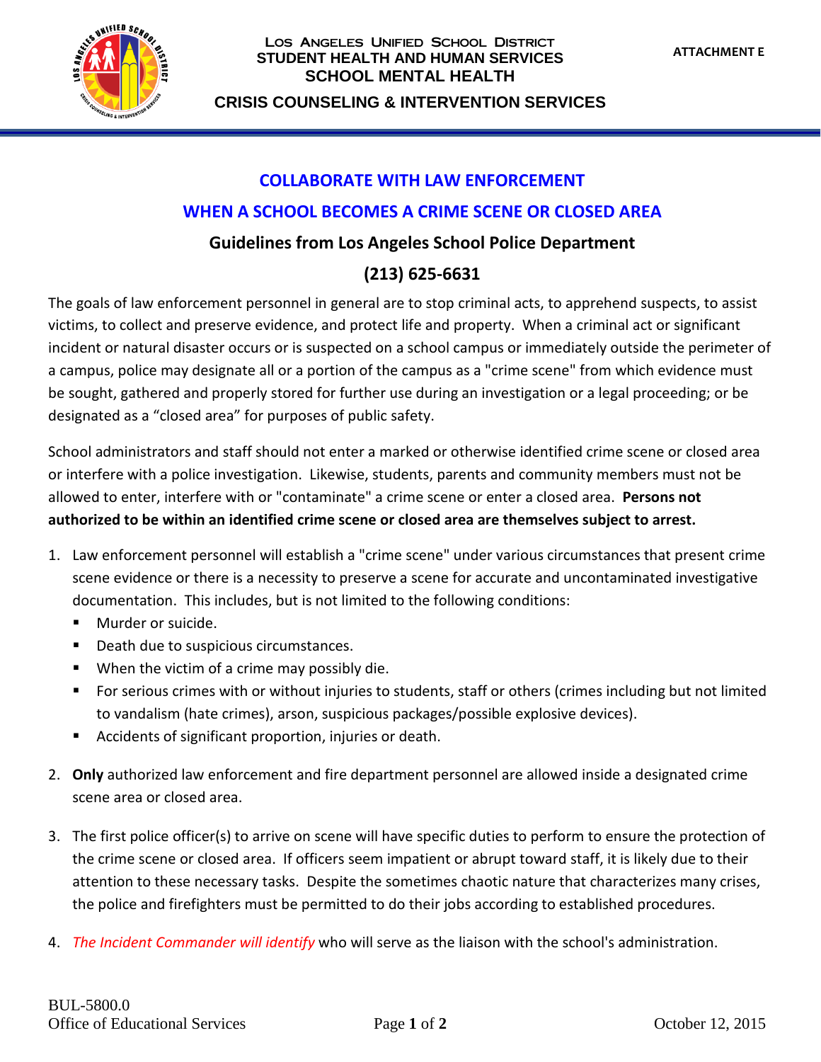Los Angeles Unified School District
STUDENT HEALTH AND HUMAN SERVICES
SCHOOL MENTAL HEALTH

CRISIS COUNSELING & INTERVENTION SERVICES

ATTACHMENT E

# COLLABORATE WITH LAW ENFORCEMENT

# WHEN A SCHOOL BECOMES A CRIME SCENE OR CLOSED AREA

## Guidelines from Los Angeles School Police Department

## (213) 625-6631

The goals of law enforcement personnel in general are to stop criminal acts, to apprehend suspects, to assist victims, to collect and preserve evidence, and protect life and property. When a criminal act or significant incident or natural disaster occurs or is suspected on a school campus or immediately outside the perimeter of a campus, police may designate all or a portion of the campus as a "crime scene" from which evidence must be sought, gathered and properly stored for further use during an investigation or a legal proceeding; or be designated as a "closed area" for purposes of public safety.

School administrators and staff should not enter a marked or otherwise identified crime scene or closed area or interfere with a police investigation. Likewise, students, parents and community members must not be allowed to enter, interfere with or "contaminate" a crime scene or enter a closed area. **Persons not authorized to be within an identified crime scene or closed area are themselves subject to arrest.**

1. Law enforcement personnel will establish a "crime scene" under various circumstances that present crime scene evidence or there is a necessity to preserve a scene for accurate and uncontaminated investigative documentation. This includes, but is not limited to the following conditions:
   - Murder or suicide.
   - Death due to suspicious circumstances.
   - When the victim of a crime may possibly die.
   - For serious crimes with or without injuries to students, staff or others (crimes including but not limited to vandalism (hate crimes), arson, suspicious packages/possible explosive devices).
   - Accidents of significant proportion, injuries or death.

2. **Only** authorized law enforcement and fire department personnel are allowed inside a designated crime scene area or closed area.

3. The first police officer(s) to arrive on scene will have specific duties to perform to ensure the protection of the crime scene or closed area. If officers seem impatient or abrupt toward staff, it is likely due to their attention to these necessary tasks. Despite the sometimes chaotic nature that characterizes many crises, the police and firefighters must be permitted to do their jobs according to established procedures.

4. *The Incident Commander will identify* who will serve as the liaison with the school's administration.

BUL-5800.0
Office of Educational Services

October 12, 2015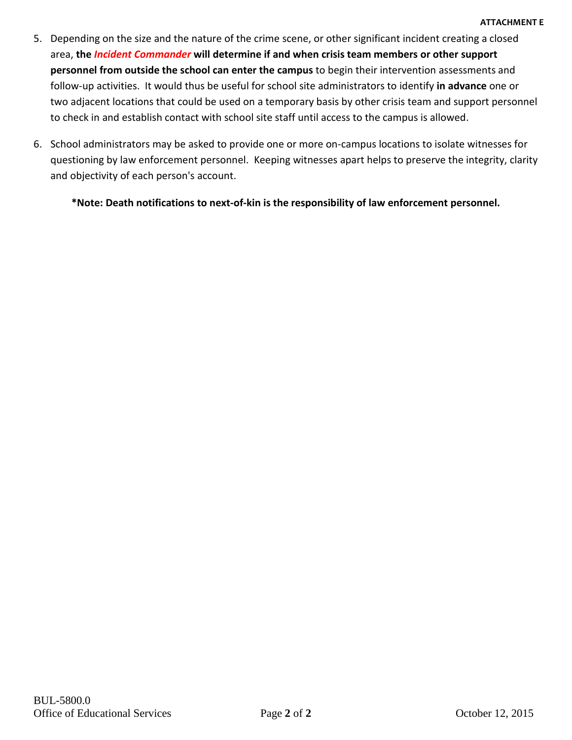5. Depending on the size and the nature of the crime scene, or other significant incident creating a closed area, **the *Incident Commander* will determine if and when crisis team members or other support personnel from outside the school can enter the campus** to begin their intervention assessments and follow-up activities. It would thus be useful for school site administrators to identify **in advance** one or two adjacent locations that could be used on a temporary basis by other crisis team and support personnel to check in and establish contact with school site staff until access to the campus is allowed.

6. School administrators may be asked to provide one or more on-campus locations to isolate witnesses for questioning by law enforcement personnel. Keeping witnesses apart helps to preserve the integrity, clarity and objectivity of each person's account.

**\*Note: Death notifications to next-of-kin is the responsibility of law enforcement personnel.**